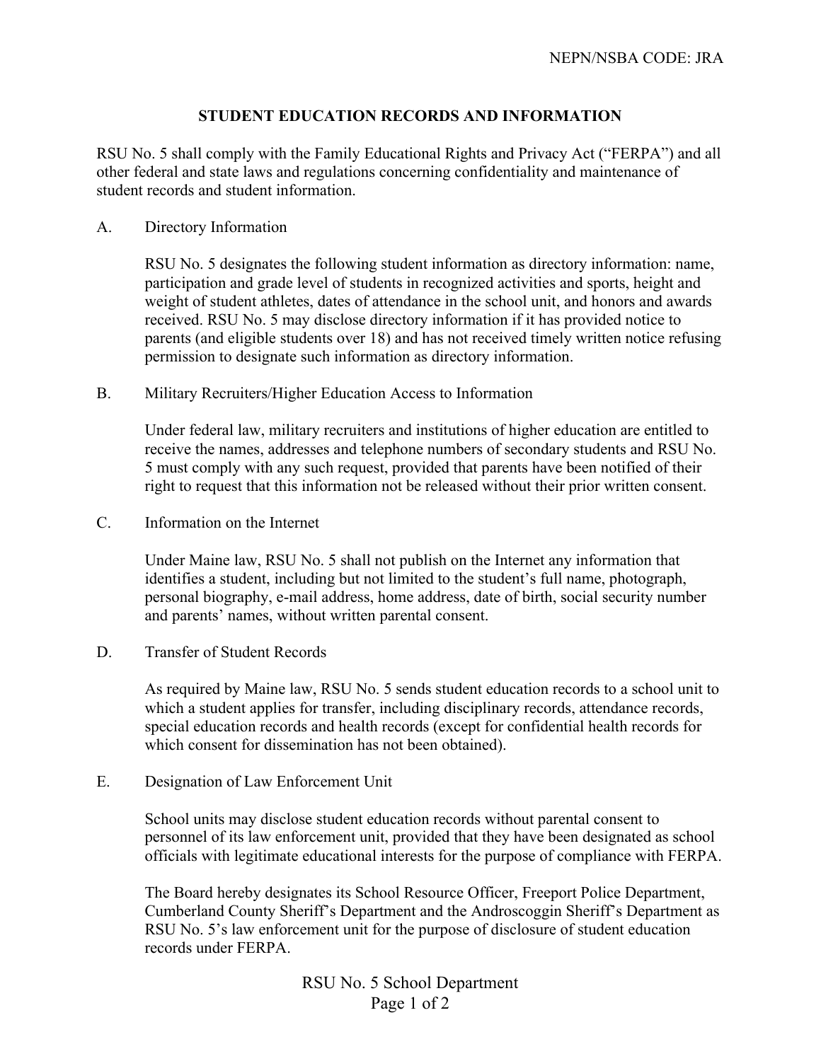NEPN/NSBA CODE: JRA

# STUDENT EDUCATION RECORDS AND INFORMATION

RSU No. 5 shall comply with the Family Educational Rights and Privacy Act ("FERPA") and all other federal and state laws and regulations concerning confidentiality and maintenance of student records and student information.

## A. Directory Information

RSU No. 5 designates the following student information as directory information: name, participation and grade level of students in recognized activities and sports, height and weight of student athletes, dates of attendance in the school unit, and honors and awards received. RSU No. 5 may disclose directory information if it has provided notice to parents (and eligible students over 18) and has not received timely written notice refusing permission to designate such information as directory information.

## B. Military Recruiters/Higher Education Access to Information

Under federal law, military recruiters and institutions of higher education are entitled to receive the names, addresses and telephone numbers of secondary students and RSU No. 5 must comply with any such request, provided that parents have been notified of their right to request that this information not be released without their prior written consent.

## C. Information on the Internet

Under Maine law, RSU No. 5 shall not publish on the Internet any information that identifies a student, including but not limited to the student's full name, photograph, personal biography, e-mail address, home address, date of birth, social security number and parents' names, without written parental consent.

## D. Transfer of Student Records

As required by Maine law, RSU No. 5 sends student education records to a school unit to which a student applies for transfer, including disciplinary records, attendance records, special education records and health records (except for confidential health records for which consent for dissemination has not been obtained).

## E. Designation of Law Enforcement Unit

School units may disclose student education records without parental consent to personnel of its law enforcement unit, provided that they have been designated as school officials with legitimate educational interests for the purpose of compliance with FERPA.

The Board hereby designates its School Resource Officer, Freeport Police Department, Cumberland County Sheriff's Department and the Androscoggin Sheriff's Department as RSU No. 5's law enforcement unit for the purpose of disclosure of student education records under FERPA.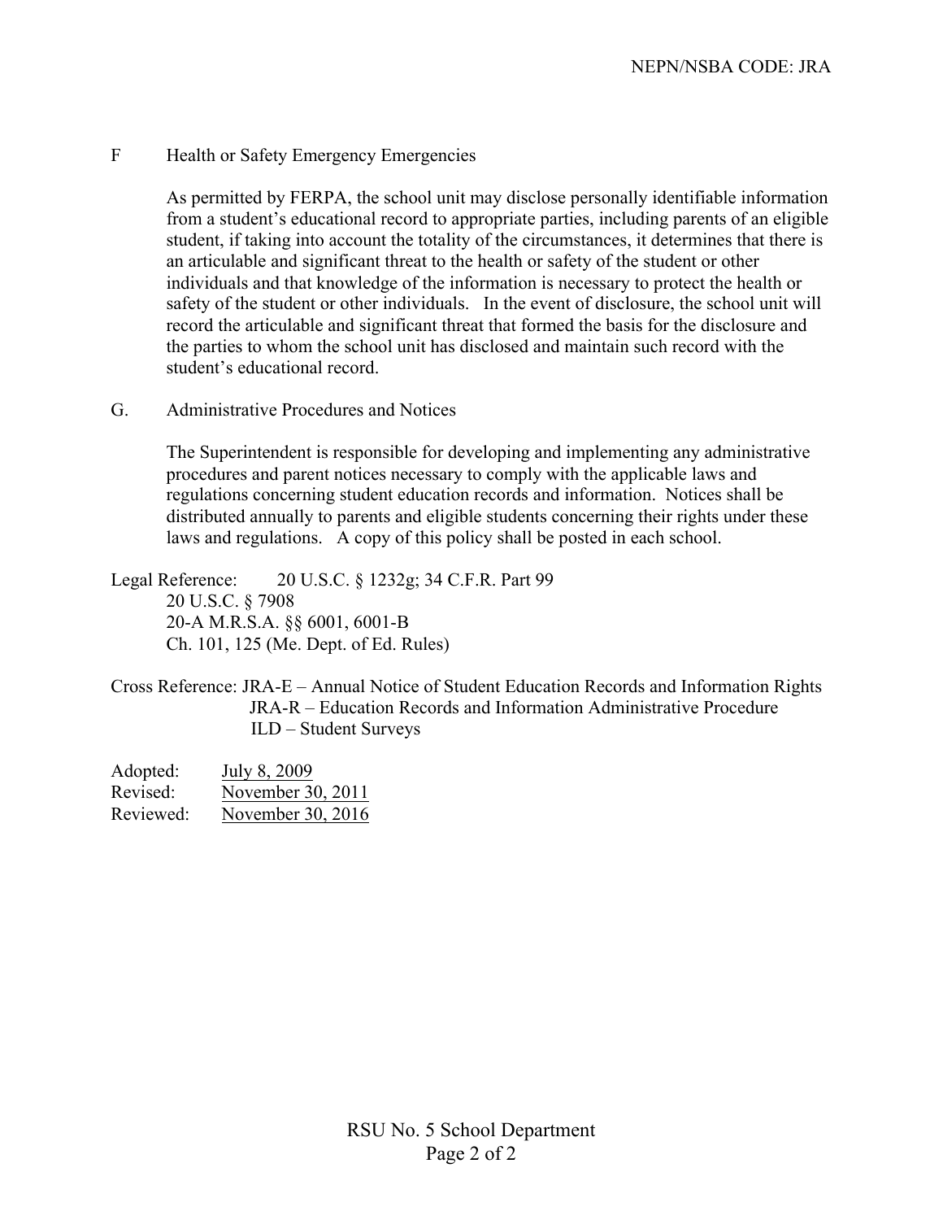## F Health or Safety Emergency Emergencies

As permitted by FERPA, the school unit may disclose personally identifiable information from a student's educational record to appropriate parties, including parents of an eligible student, if taking into account the totality of the circumstances, it determines that there is an articulable and significant threat to the health or safety of the student or other individuals and that knowledge of the information is necessary to protect the health or safety of the student or other individuals. In the event of disclosure, the school unit will record the articulable and significant threat that formed the basis for the disclosure and the parties to whom the school unit has disclosed and maintain such record with the student's educational record.

## G. Administrative Procedures and Notices

The Superintendent is responsible for developing and implementing any administrative procedures and parent notices necessary to comply with the applicable laws and regulations concerning student education records and information. Notices shall be distributed annually to parents and eligible students concerning their rights under these laws and regulations. A copy of this policy shall be posted in each school.

Legal Reference: 20 U.S.C. § 1232g; 34 C.F.R. Part 99
20 U.S.C. § 7908
20-A M.R.S.A. §§ 6001, 6001-B
Ch. 101, 125 (Me. Dept. of Ed. Rules)

Cross Reference: JRA-E – Annual Notice of Student Education Records and Information Rights
JRA-R – Education Records and Information Administrative Procedure
ILD – Student Surveys

Adopted: July 8, 2009
Revised: November 30, 2011
Reviewed: November 30, 2016

RSU No. 5 School Department